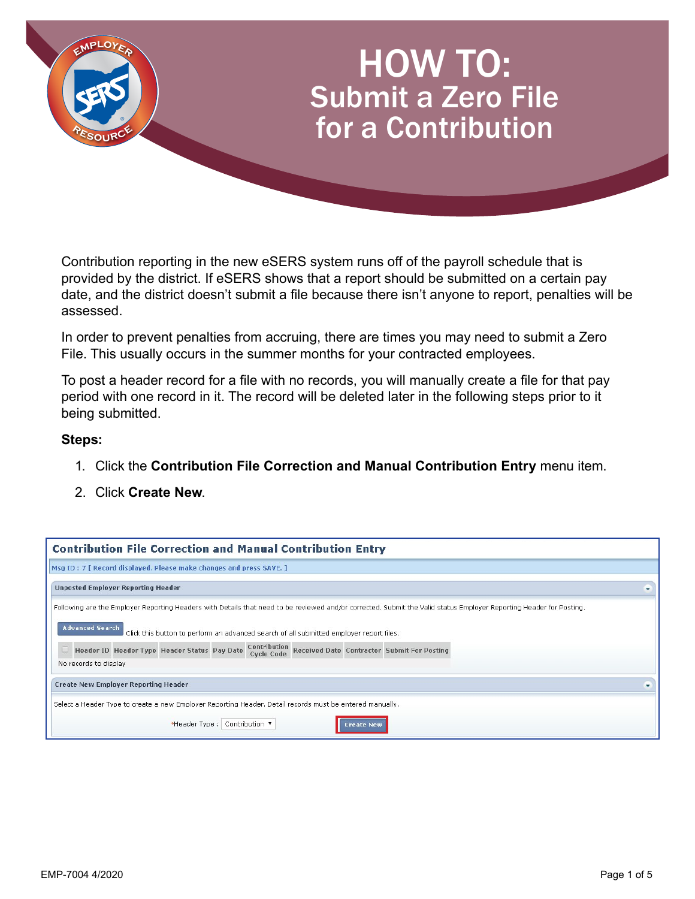# HOW TO:
## Submit a Zero File for a Contribution

Contribution reporting in the new eSERS system runs off of the payroll schedule that is provided by the district. If eSERS shows that a report should be submitted on a certain pay date, and the district doesn't submit a file because there isn't anyone to report, penalties will be assessed.

In order to prevent penalties from accruing, there are times you may need to submit a Zero File. This usually occurs in the summer months for your contracted employees.

To post a header record for a file with no records, you will manually create a file for that pay period with one record in it. The record will be deleted later in the following steps prior to it being submitted.

**Steps:**

1. Click the **Contribution File Correction and Manual Contribution Entry** menu item.
2. Click **Create New**.

**Contribution File Correction and Manual Contribution Entry**

Msg ID : 7 [ Record displayed. Please make changes and press SAVE. ]

Unposted Employer Reporting Header

Following are the Employer Reporting Headers with Details that need to be reviewed and/or corrected. Submit the Valid status Employer Reporting Header for Posting.

Advanced Search — Click this button to perform an advanced search of all submitted employer report files.

| | Header ID | Header Type | Header Status | Pay Date | Contribution Cycle Code | Received Date | Contractor | Submit For Posting |
|---|---|---|---|---|---|---|---|---|
| No records to display | | | | | | | | |

Create New Employer Reporting Header

Select a Header Type to create a new Employer Reporting Header. Detail records must be entered manually.

*Header Type : Contribution — **Create New**

EMP-7004 4/2020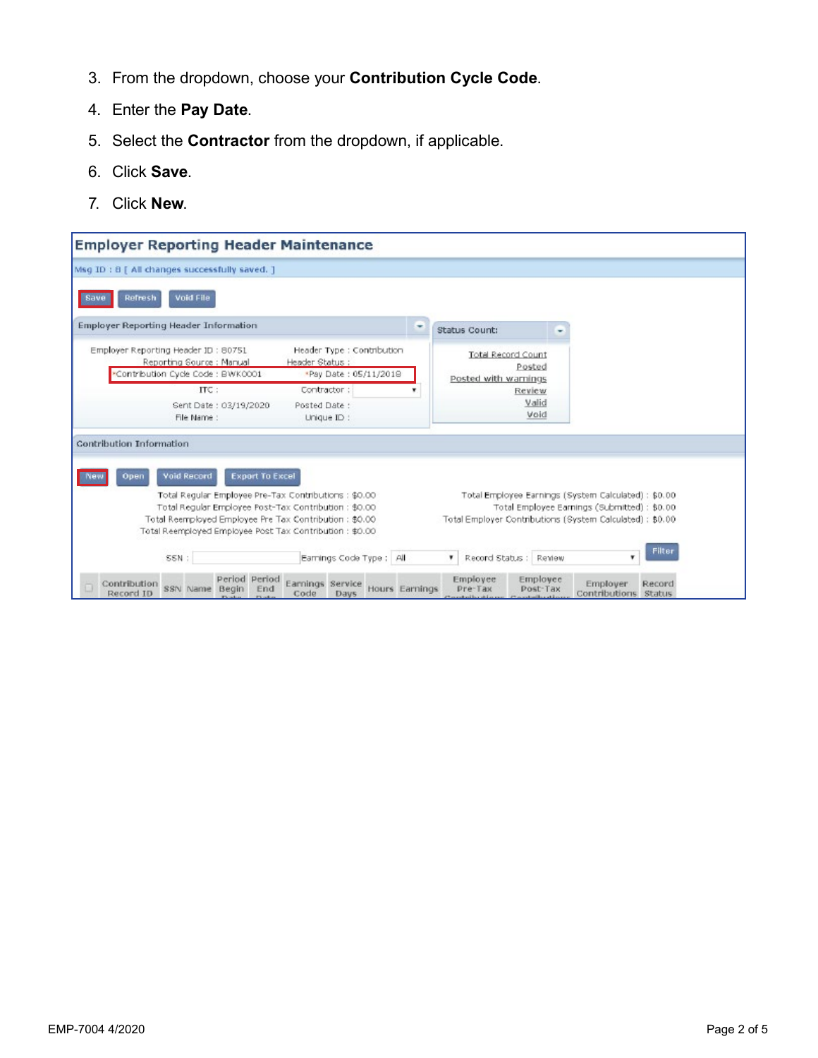3. From the dropdown, choose your **Contribution Cycle Code**.
4. Enter the **Pay Date**.
5. Select the **Contractor** from the dropdown, if applicable.
6. Click **Save**.
7. Click **New**.

**Employer Reporting Header Maintenance**

Msg ID : 8 [ All changes successfully saved. ]

Save | Refresh | Void File

**Employer Reporting Header Information**

Employer Reporting Header ID : 80751
Header Type : Contribution
Reporting Source : Manual
Header Status :
*Contribution Cycle Code : BWK0001
*Pay Date : 05/11/2018
ITC :
Contractor :
Sent Date : 03/19/2020
Posted Date :
File Name :
Unique ID :

**Status Count:**

Total Record Count
Posted
Posted with warnings
Review
Valid
Void

**Contribution Information**

New | Open | Void Record | Export To Excel

Total Regular Employee Pre-Tax Contributions : $0.00
Total Regular Employee Post-Tax Contribution : $0.00
Total Reemployed Employee Pre Tax Contribution : $0.00
Total Reemployed Employee Post Tax Contribution : $0.00

Total Employee Earnings (System Calculated) : $0.00
Total Employee Earnings (Submitted) : $0.00
Total Employer Contributions (System Calculated) : $0.00

SSN : | Earnings Code Type : All | Record Status : Review | Filter

| | Contribution Record ID | SSN | Name | Period Begin Date | Period End Date | Earnings Code | Service Days | Hours | Earnings | Employee Pre-Tax Contributions | Employee Post-Tax Contributions | Employer Contributions | Record Status |
|---|---|---|---|---|---|---|---|---|---|---|---|---|---|

EMP-7004 4/2020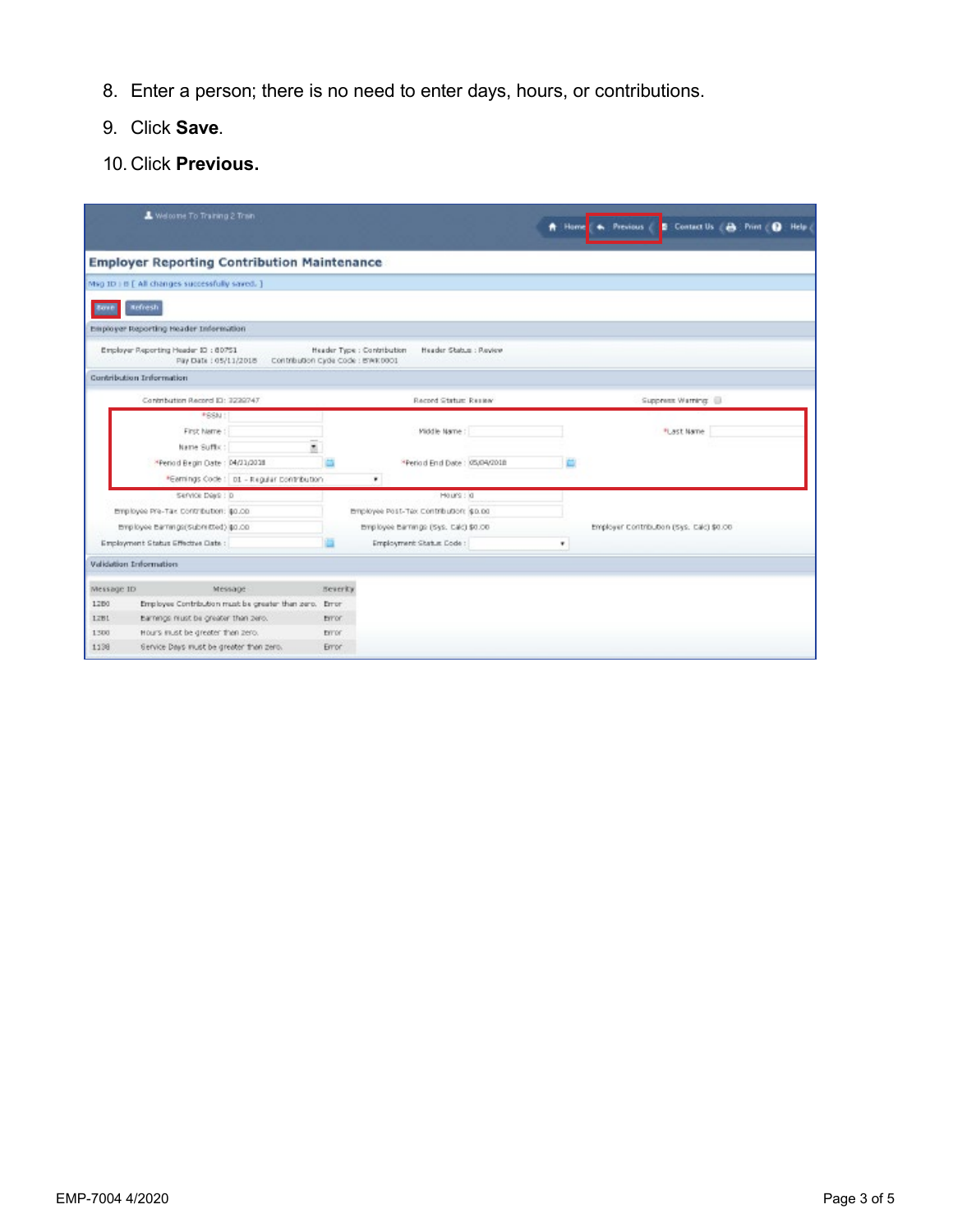8. Enter a person; there is no need to enter days, hours, or contributions.
9. Click **Save**.
10. Click **Previous.**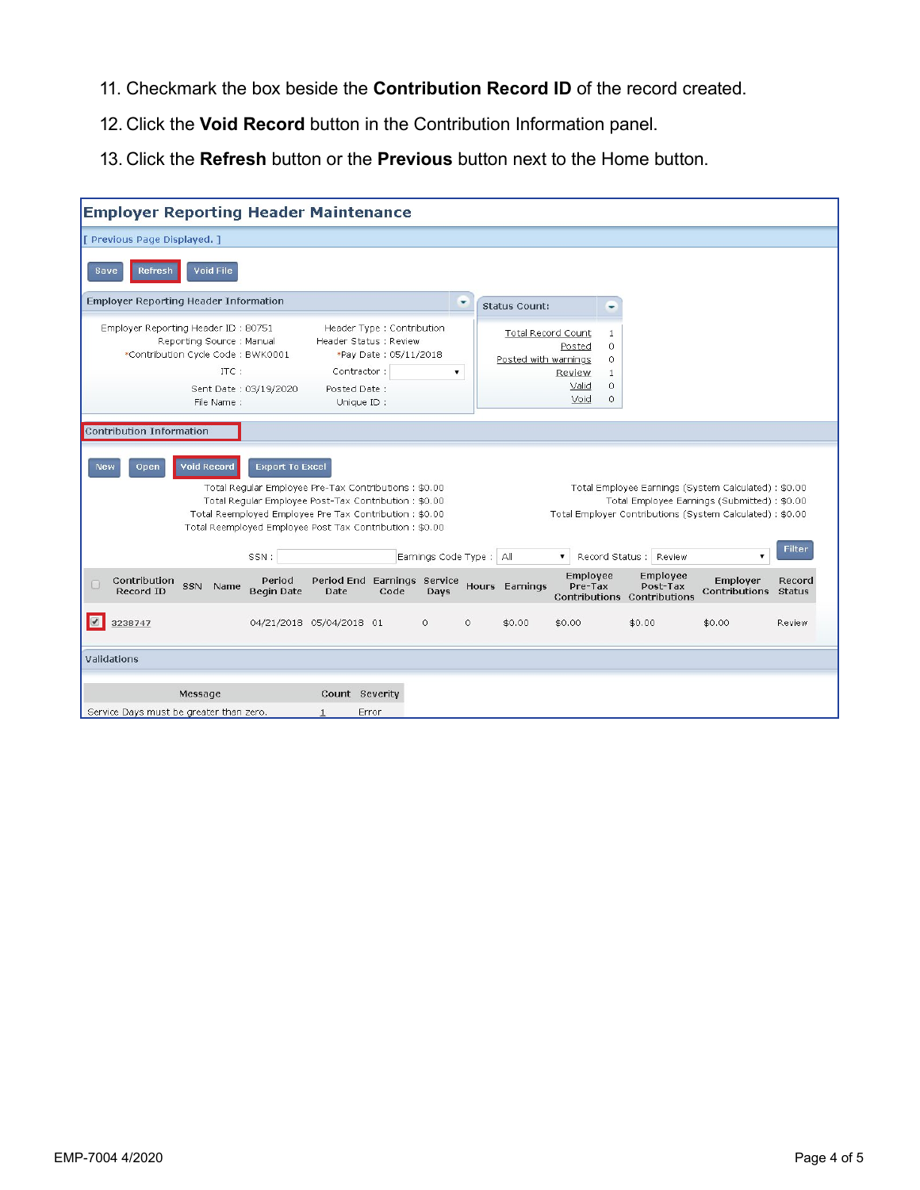11. Checkmark the box beside the **Contribution Record ID** of the record created.
12. Click the **Void Record** button in the Contribution Information panel.
13. Click the **Refresh** button or the **Previous** button next to the Home button.

**Employer Reporting Header Maintenance**

[ Previous Page Displayed. ]

Save | Refresh | Void File

**Employer Reporting Header Information**

Employer Reporting Header ID : 80751
Reporting Source : Manual
*Contribution Cycle Code : BWK0001
ITC :
Sent Date : 03/19/2020
File Name :

Header Type : Contribution
Header Status : Review
*Pay Date : 05/11/2018
Contractor :
Posted Date :
Unique ID :

**Status Count:**

| | |
|---|---|
| Total Record Count | 1 |
| Posted | 0 |
| Posted with warnings | 0 |
| Review | 1 |
| Valid | 0 |
| Void | 0 |

**Contribution Information**

New | Open | Void Record | Export To Excel

Total Regular Employee Pre-Tax Contributions : $0.00
Total Regular Employee Post-Tax Contribution : $0.00
Total Reemployed Employee Pre Tax Contribution : $0.00
Total Reemployed Employee Post Tax Contribution : $0.00

Total Employee Earnings (System Calculated) : $0.00
Total Employee Earnings (Submitted) : $0.00
Total Employer Contributions (System Calculated) : $0.00

SSN : | Earnings Code Type : All | Record Status : Review | Filter

| | Contribution Record ID | SSN | Name | Period Begin Date | Period End Date | Earnings Code | Service Days | Hours | Earnings | Employee Pre-Tax Contributions | Employee Post-Tax Contributions | Employer Contributions | Record Status |
|---|---|---|---|---|---|---|---|---|---|---|---|---|---|
| ☑ | 3238747 | | | 04/21/2018 | 05/04/2018 | 01 | 0 | 0 | $0.00 | $0.00 | $0.00 | $0.00 | Review |

**Validations**

| Message | Count | Severity |
|---|---|---|
| Service Days must be greater than zero. | 1 | Error |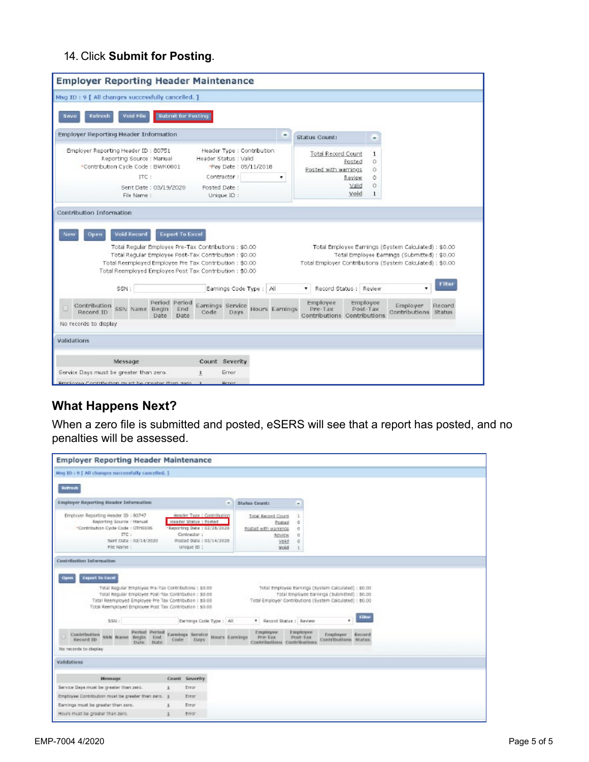14. Click **Submit for Posting**.

Employer Reporting Header Maintenance

Msg ID : 9 [ All changes successfully cancelled. ]

Save | Refresh | Void File | Submit for Posting

Employer Reporting Header Information

Employer Reporting Header ID : 80751
Reporting Source : Manual
*Contribution Cycle Code : BWK0001
ITC :
Sent Date : 03/19/2020
File Name :

Header Type : Contribution
Header Status : Valid
*Pay Date : 05/11/2018
Contractor :
Posted Date :
Unique ID :

Status Count:

| | |
|---|---|
| Total Record Count | 1 |
| Posted | 0 |
| Posted with warnings | 0 |
| Review | 0 |
| Valid | 0 |
| Void | 1 |

Contribution Information

New | Open | Void Record | Export To Excel

Total Regular Employee Pre-Tax Contributions : $0.00
Total Regular Employee Post-Tax Contribution : $0.00
Total Reemployed Employee Pre Tax Contribution : $0.00
Total Reemployed Employee Post Tax Contribution : $0.00

Total Employee Earnings (System Calculated) : $0.00
Total Employee Earnings (Submitted) : $0.00
Total Employer Contributions (System Calculated) : $0.00

SSN : Earnings Code Type : All Record Status : Review Filter

| Contribution Record ID | SSN | Name | Period Begin Date | Period End Date | Earnings Code | Service Days | Hours | Earnings | Employee Pre-Tax Contributions | Employee Post-Tax Contributions | Employer Contributions | Record Status |
|---|---|---|---|---|---|---|---|---|---|---|---|---|

No records to display

Validations

| Message | Count | Severity |
|---|---|---|
| Service Days must be greater than zero. | 1 | Error |
| Employee Contribution must be greater than zero. | 1 | Error |

## What Happens Next?

When a zero file is submitted and posted, eSERS will see that a report has posted, and no penalties will be assessed.

Employer Reporting Header Maintenance

Msg ID : 9 [ All changes successfully cancelled. ]

Refresh

Employer Reporting Header Information

Employer Reporting Header ID : 80747
Reporting Source : Manual
*Contribution Cycle Code : OTH0006
ITC :
Sent Date : 02/14/2020
File Name :

Header Type : Contribution
Header Status : Posted
*Reporting Date : 02/28/2020
Contractor :
Posted Date : 02/14/2020
Unique ID :

Status Count:

| | |
|---|---|
| Total Record Count | 1 |
| Posted | 0 |
| Posted with warnings | 0 |
| Review | 0 |
| Valid | 0 |
| Void | 1 |

Contribution Information

Open | Export To Excel

Total Regular Employee Pre-Tax Contributions : $0.00
Total Regular Employee Post-Tax Contribution : $0.00
Total Reemployed Employee Pre Tax Contribution : $0.00
Total Reemployed Employee Post Tax Contribution : $0.00

Total Employee Earnings (System Calculated) : $0.00
Total Employee Earnings (Submitted) : $0.00
Total Employer Contributions (System Calculated) : $0.00

SSN : Earnings Code Type : All Record Status : Review Filter

| Contribution Record ID | SSN | Name | Period Begin Date | Period End Date | Earnings Code | Service Days | Hours | Earnings | Employee Pre-Tax Contributions | Employee Post-Tax Contributions | Employer Contributions | Record Status |
|---|---|---|---|---|---|---|---|---|---|---|---|---|

No records to display

Validations

| Message | Count | Severity |
|---|---|---|
| Service Days must be greater than zero. | 1 | Error |
| Employee Contribution must be greater than zero. | 1 | Error |
| Earnings must be greater than zero. | 1 | Error |
| Hours must be greater than zero. | 1 | Error |

EMP-7004 4/2020